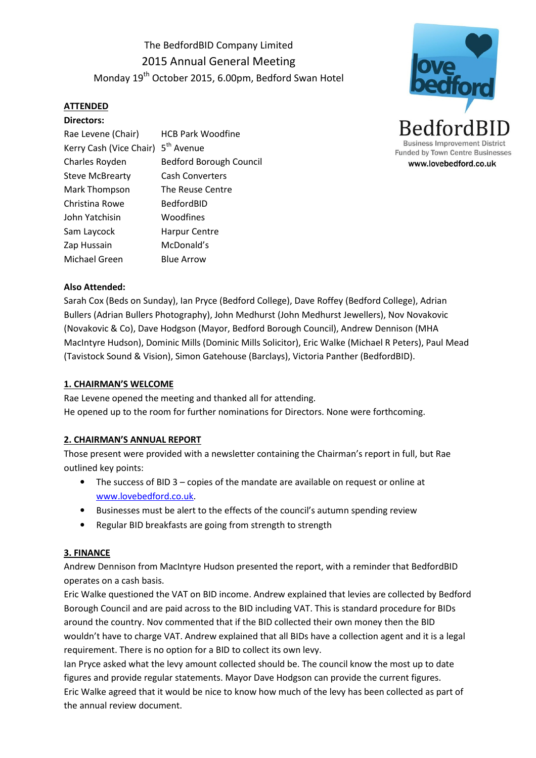The BedfordBID Company Limited

2015 Annual General Meeting

Monday 19th October 2015, 6.00pm, Bedford Swan Hotel

BedfordBID
Business Improvement District
Funded by Town Centre Businesses
www.lovebedford.co.uk

**ATTENDED**

**Directors:**

| | |
|---|---|
| Rae Levene (Chair) | HCB Park Woodfine |
| Kerry Cash (Vice Chair) | 5th Avenue |
| Charles Royden | Bedford Borough Council |
| Steve McBrearty | Cash Converters |
| Mark Thompson | The Reuse Centre |
| Christina Rowe | BedfordBID |
| John Yatchisin | Woodfines |
| Sam Laycock | Harpur Centre |
| Zap Hussain | McDonald's |
| Michael Green | Blue Arrow |

**Also Attended:**

Sarah Cox (Beds on Sunday), Ian Pryce (Bedford College), Dave Roffey (Bedford College), Adrian Bullers (Adrian Bullers Photography), John Medhurst (John Medhurst Jewellers), Nov Novakovic (Novakovic & Co), Dave Hodgson (Mayor, Bedford Borough Council), Andrew Dennison (MHA MacIntyre Hudson), Dominic Mills (Dominic Mills Solicitor), Eric Walke (Michael R Peters), Paul Mead (Tavistock Sound & Vision), Simon Gatehouse (Barclays), Victoria Panther (BedfordBID).

## 1. CHAIRMAN'S WELCOME

Rae Levene opened the meeting and thanked all for attending.
He opened up to the room for further nominations for Directors. None were forthcoming.

## 2. CHAIRMAN'S ANNUAL REPORT

Those present were provided with a newsletter containing the Chairman's report in full, but Rae outlined key points:

- The success of BID 3 – copies of the mandate are available on request or online at www.lovebedford.co.uk.
- Businesses must be alert to the effects of the council's autumn spending review
- Regular BID breakfasts are going from strength to strength

## 3. FINANCE

Andrew Dennison from MacIntyre Hudson presented the report, with a reminder that BedfordBID operates on a cash basis.
Eric Walke questioned the VAT on BID income. Andrew explained that levies are collected by Bedford Borough Council and are paid across to the BID including VAT. This is standard procedure for BIDs around the country. Nov commented that if the BID collected their own money then the BID wouldn't have to charge VAT. Andrew explained that all BIDs have a collection agent and it is a legal requirement. There is no option for a BID to collect its own levy.
Ian Pryce asked what the levy amount collected should be. The council know the most up to date figures and provide regular statements. Mayor Dave Hodgson can provide the current figures.
Eric Walke agreed that it would be nice to know how much of the levy has been collected as part of the annual review document.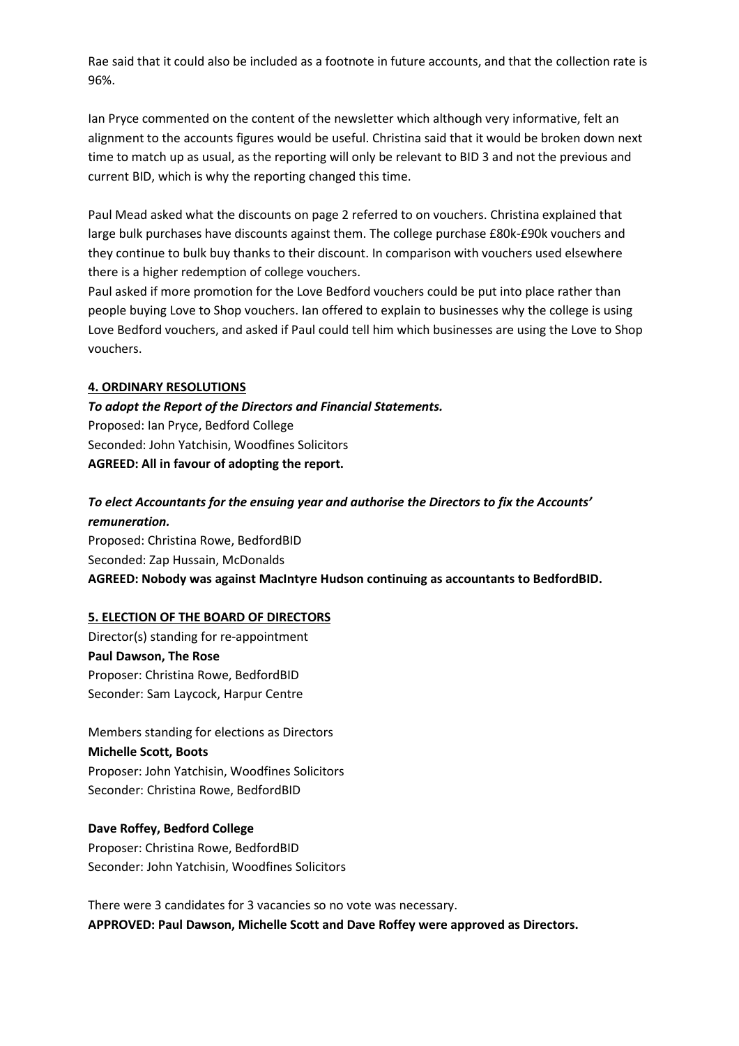Rae said that it could also be included as a footnote in future accounts, and that the collection rate is 96%.

Ian Pryce commented on the content of the newsletter which although very informative, felt an alignment to the accounts figures would be useful. Christina said that it would be broken down next time to match up as usual, as the reporting will only be relevant to BID 3 and not the previous and current BID, which is why the reporting changed this time.

Paul Mead asked what the discounts on page 2 referred to on vouchers. Christina explained that large bulk purchases have discounts against them. The college purchase £80k-£90k vouchers and they continue to bulk buy thanks to their discount. In comparison with vouchers used elsewhere there is a higher redemption of college vouchers.
Paul asked if more promotion for the Love Bedford vouchers could be put into place rather than people buying Love to Shop vouchers. Ian offered to explain to businesses why the college is using Love Bedford vouchers, and asked if Paul could tell him which businesses are using the Love to Shop vouchers.

**4. ORDINARY RESOLUTIONS**

***To adopt the Report of the Directors and Financial Statements.***
Proposed: Ian Pryce, Bedford College
Seconded: John Yatchisin, Woodfines Solicitors
**AGREED: All in favour of adopting the report.**

***To elect Accountants for the ensuing year and authorise the Directors to fix the Accounts' remuneration.***
Proposed: Christina Rowe, BedfordBID
Seconded: Zap Hussain, McDonalds
**AGREED: Nobody was against MacIntyre Hudson continuing as accountants to BedfordBID.**

**5. ELECTION OF THE BOARD OF DIRECTORS**

Director(s) standing for re-appointment
**Paul Dawson, The Rose**
Proposer: Christina Rowe, BedfordBID
Seconder: Sam Laycock, Harpur Centre

Members standing for elections as Directors
**Michelle Scott, Boots**
Proposer: John Yatchisin, Woodfines Solicitors
Seconder: Christina Rowe, BedfordBID

**Dave Roffey, Bedford College**
Proposer: Christina Rowe, BedfordBID
Seconder: John Yatchisin, Woodfines Solicitors

There were 3 candidates for 3 vacancies so no vote was necessary.
**APPROVED: Paul Dawson, Michelle Scott and Dave Roffey were approved as Directors.**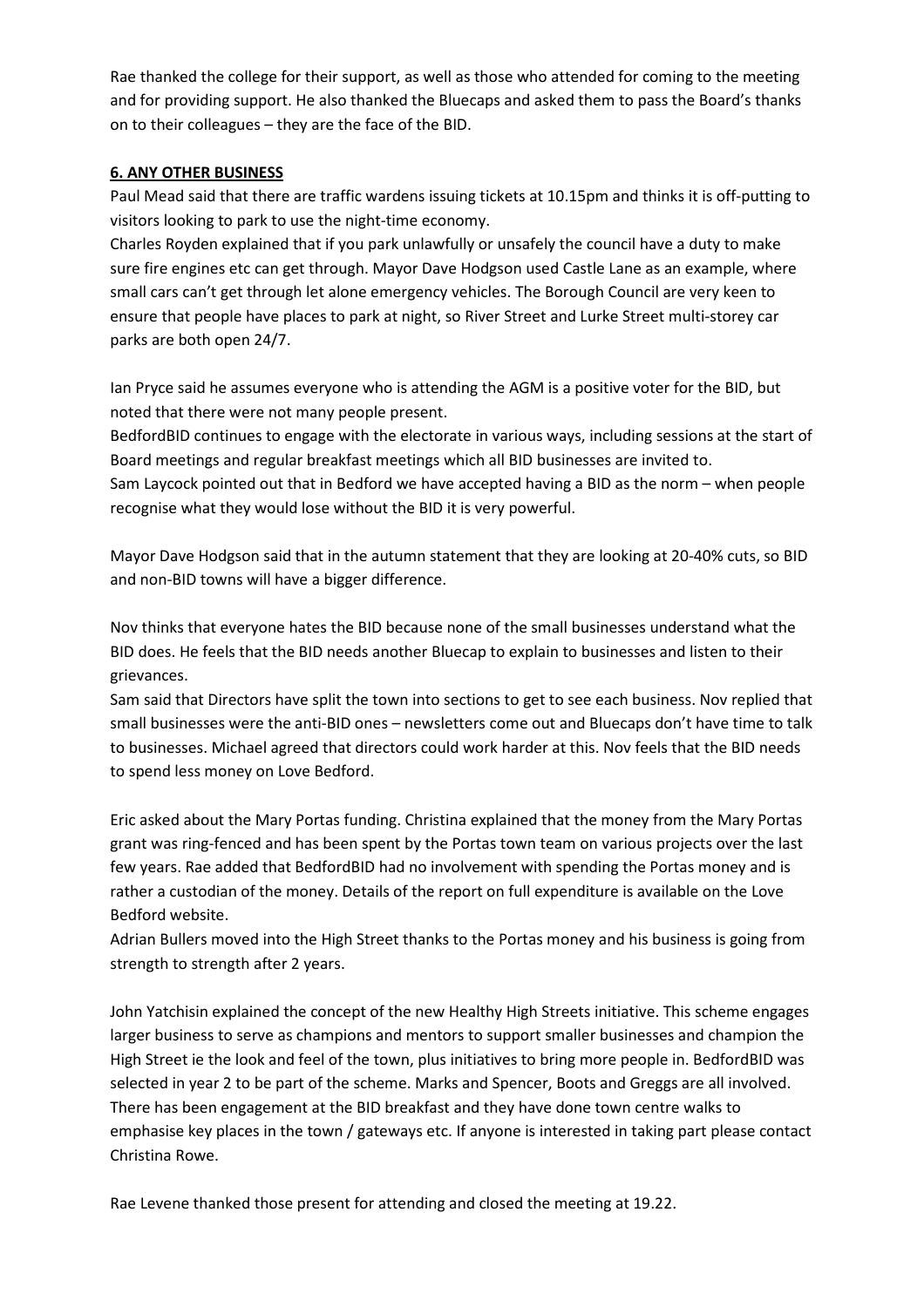Rae thanked the college for their support, as well as those who attended for coming to the meeting and for providing support. He also thanked the Bluecaps and asked them to pass the Board's thanks on to their colleagues – they are the face of the BID.

## 6. ANY OTHER BUSINESS

Paul Mead said that there are traffic wardens issuing tickets at 10.15pm and thinks it is off-putting to visitors looking to park to use the night-time economy.
Charles Royden explained that if you park unlawfully or unsafely the council have a duty to make sure fire engines etc can get through. Mayor Dave Hodgson used Castle Lane as an example, where small cars can't get through let alone emergency vehicles. The Borough Council are very keen to ensure that people have places to park at night, so River Street and Lurke Street multi-storey car parks are both open 24/7.

Ian Pryce said he assumes everyone who is attending the AGM is a positive voter for the BID, but noted that there were not many people present.
BedfordBID continues to engage with the electorate in various ways, including sessions at the start of Board meetings and regular breakfast meetings which all BID businesses are invited to.
Sam Laycock pointed out that in Bedford we have accepted having a BID as the norm – when people recognise what they would lose without the BID it is very powerful.

Mayor Dave Hodgson said that in the autumn statement that they are looking at 20-40% cuts, so BID and non-BID towns will have a bigger difference.

Nov thinks that everyone hates the BID because none of the small businesses understand what the BID does. He feels that the BID needs another Bluecap to explain to businesses and listen to their grievances.
Sam said that Directors have split the town into sections to get to see each business. Nov replied that small businesses were the anti-BID ones – newsletters come out and Bluecaps don't have time to talk to businesses. Michael agreed that directors could work harder at this. Nov feels that the BID needs to spend less money on Love Bedford.

Eric asked about the Mary Portas funding. Christina explained that the money from the Mary Portas grant was ring-fenced and has been spent by the Portas town team on various projects over the last few years. Rae added that BedfordBID had no involvement with spending the Portas money and is rather a custodian of the money. Details of the report on full expenditure is available on the Love Bedford website.
Adrian Bullers moved into the High Street thanks to the Portas money and his business is going from strength to strength after 2 years.

John Yatchisin explained the concept of the new Healthy High Streets initiative. This scheme engages larger business to serve as champions and mentors to support smaller businesses and champion the High Street ie the look and feel of the town, plus initiatives to bring more people in. BedfordBID was selected in year 2 to be part of the scheme. Marks and Spencer, Boots and Greggs are all involved. There has been engagement at the BID breakfast and they have done town centre walks to emphasise key places in the town / gateways etc. If anyone is interested in taking part please contact Christina Rowe.

Rae Levene thanked those present for attending and closed the meeting at 19.22.